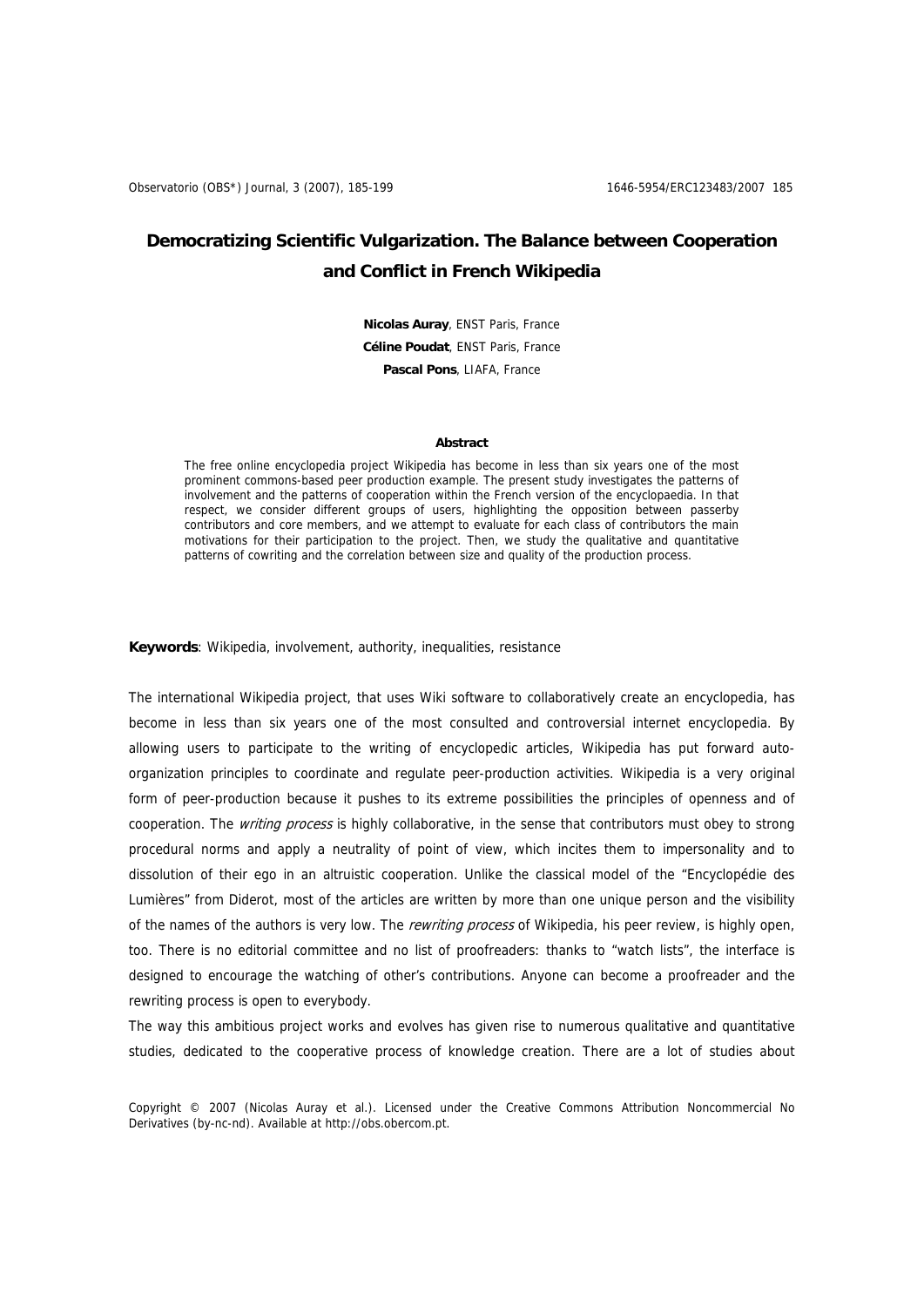# Democratizing Scientific Vulgarization. The Balance between Cooperation and Conflict in French Wikipedia

**Nicolas Auray**, ENST Paris, France
**Céline Poudat**, ENST Paris, France
**Pascal Pons**, LIAFA, France

### Abstract

The free online encyclopedia project Wikipedia has become in less than six years one of the most prominent commons-based peer production example. The present study investigates the patterns of involvement and the patterns of cooperation within the French version of the encyclopaedia. In that respect, we consider different groups of users, highlighting the opposition between passerby contributors and core members, and we attempt to evaluate for each class of contributors the main motivations for their participation to the project. Then, we study the qualitative and quantitative patterns of cowriting and the correlation between size and quality of the production process.

**Keywords**: Wikipedia, involvement, authority, inequalities, resistance

The international Wikipedia project, that uses Wiki software to collaboratively create an encyclopedia, has become in less than six years one of the most consulted and controversial internet encyclopedia. By allowing users to participate to the writing of encyclopedic articles, Wikipedia has put forward auto-organization principles to coordinate and regulate peer-production activities. Wikipedia is a very original form of peer-production because it pushes to its extreme possibilities the principles of openness and of cooperation. The *writing process* is highly collaborative, in the sense that contributors must obey to strong procedural norms and apply a neutrality of point of view, which incites them to impersonality and to dissolution of their ego in an altruistic cooperation. Unlike the classical model of the "Encyclopédie des Lumières" from Diderot, most of the articles are written by more than one unique person and the visibility of the names of the authors is very low. The *rewriting process* of Wikipedia, his peer review, is highly open, too. There is no editorial committee and no list of proofreaders: thanks to "watch lists", the interface is designed to encourage the watching of other's contributions. Anyone can become a proofreader and the rewriting process is open to everybody.

The way this ambitious project works and evolves has given rise to numerous qualitative and quantitative studies, dedicated to the cooperative process of knowledge creation. There are a lot of studies about

Copyright © 2007 (Nicolas Auray et al.). Licensed under the Creative Commons Attribution Noncommercial No Derivatives (by-nc-nd). Available at http://obs.obercom.pt.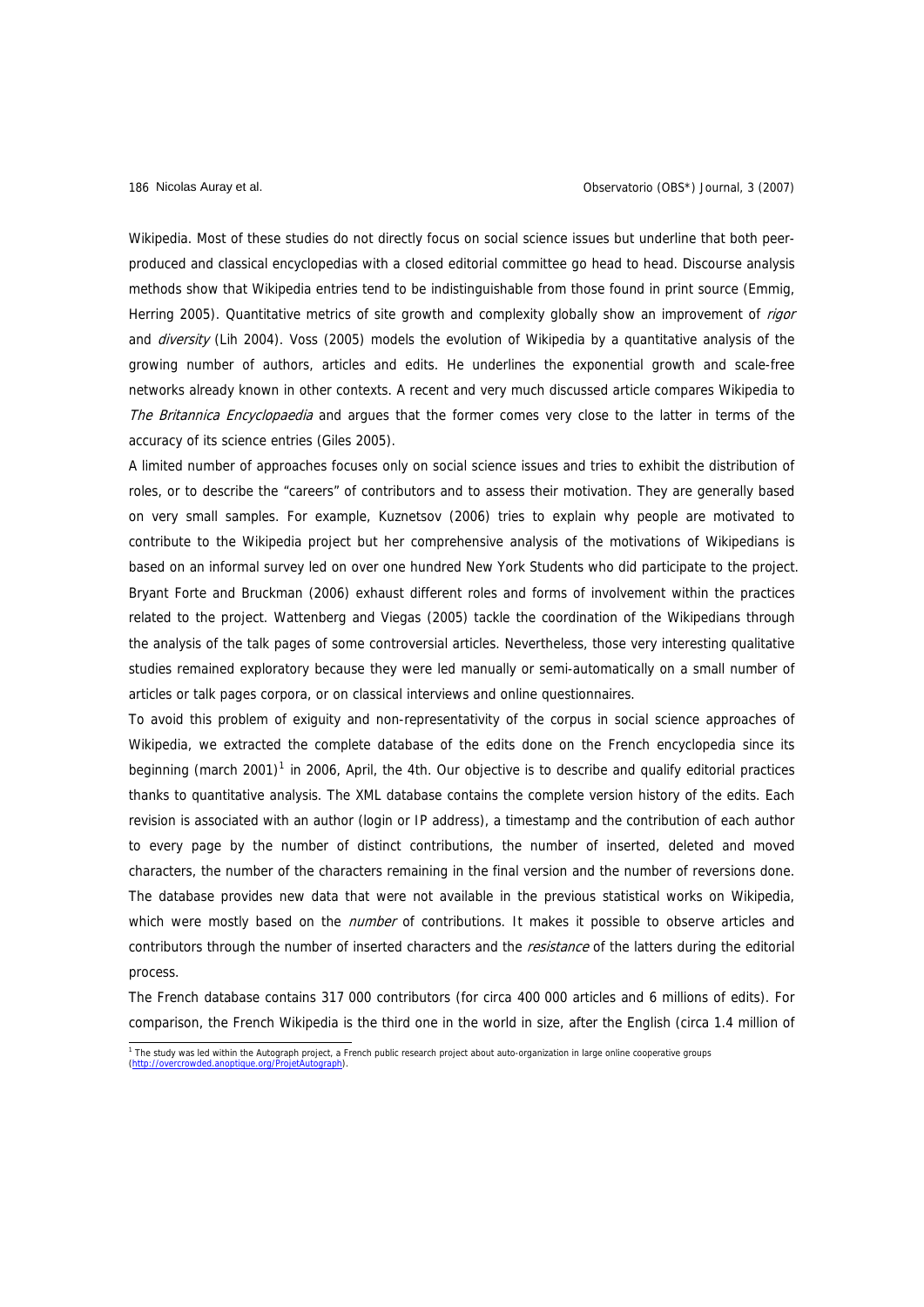Wikipedia. Most of these studies do not directly focus on social science issues but underline that both peer-produced and classical encyclopedias with a closed editorial committee go head to head. Discourse analysis methods show that Wikipedia entries tend to be indistinguishable from those found in print source (Emmig, Herring 2005). Quantitative metrics of site growth and complexity globally show an improvement of *rigor* and *diversity* (Lih 2004). Voss (2005) models the evolution of Wikipedia by a quantitative analysis of the growing number of authors, articles and edits. He underlines the exponential growth and scale-free networks already known in other contexts. A recent and very much discussed article compares Wikipedia to *The Britannica Encyclopaedia* and argues that the former comes very close to the latter in terms of the accuracy of its science entries (Giles 2005).

A limited number of approaches focuses only on social science issues and tries to exhibit the distribution of roles, or to describe the "careers" of contributors and to assess their motivation. They are generally based on very small samples. For example, Kuznetsov (2006) tries to explain why people are motivated to contribute to the Wikipedia project but her comprehensive analysis of the motivations of Wikipedians is based on an informal survey led on over one hundred New York Students who did participate to the project. Bryant Forte and Bruckman (2006) exhaust different roles and forms of involvement within the practices related to the project. Wattenberg and Viegas (2005) tackle the coordination of the Wikipedians through the analysis of the talk pages of some controversial articles. Nevertheless, those very interesting qualitative studies remained exploratory because they were led manually or semi-automatically on a small number of articles or talk pages corpora, or on classical interviews and online questionnaires.

To avoid this problem of exiguity and non-representativity of the corpus in social science approaches of Wikipedia, we extracted the complete database of the edits done on the French encyclopedia since its beginning (march 2001)[1] in 2006, April, the 4th. Our objective is to describe and qualify editorial practices thanks to quantitative analysis. The XML database contains the complete version history of the edits. Each revision is associated with an author (login or IP address), a timestamp and the contribution of each author to every page by the number of distinct contributions, the number of inserted, deleted and moved characters, the number of the characters remaining in the final version and the number of reversions done. The database provides new data that were not available in the previous statistical works on Wikipedia, which were mostly based on the *number* of contributions. It makes it possible to observe articles and contributors through the number of inserted characters and the *resistance* of the latters during the editorial process.

The French database contains 317 000 contributors (for circa 400 000 articles and 6 millions of edits). For comparison, the French Wikipedia is the third one in the world in size, after the English (circa 1.4 million of

[1] The study was led within the Autograph project, a French public research project about auto-organization in large online cooperative groups (http://overcrowded.anoptique.org/ProjetAutograph).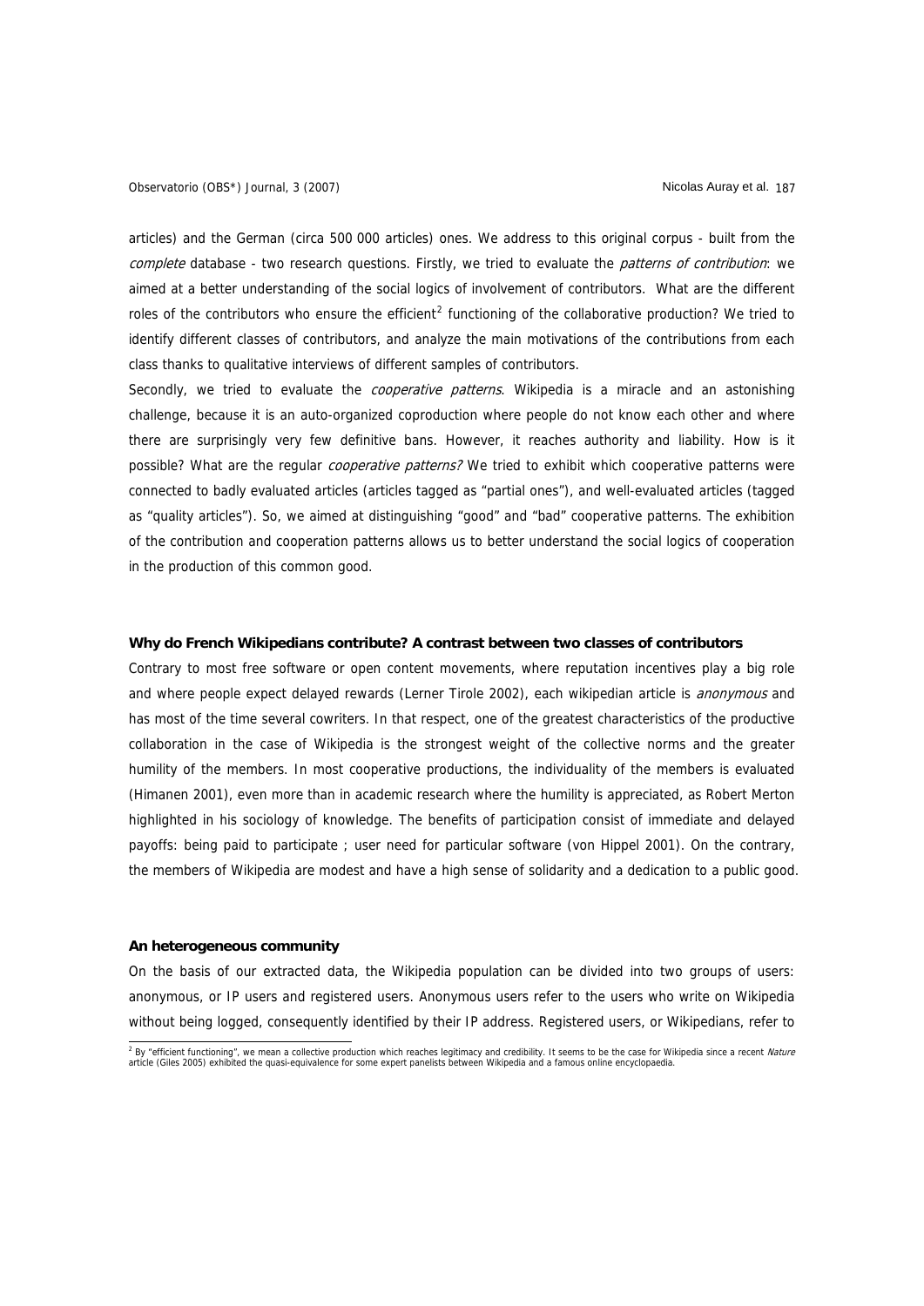articles) and the German (circa 500 000 articles) ones. We address to this original corpus - built from the *complete* database - two research questions. Firstly, we tried to evaluate the *patterns of contribution*: we aimed at a better understanding of the social logics of involvement of contributors. What are the different roles of the contributors who ensure the efficient[2] functioning of the collaborative production? We tried to identify different classes of contributors, and analyze the main motivations of the contributions from each class thanks to qualitative interviews of different samples of contributors.

Secondly, we tried to evaluate the *cooperative patterns*. Wikipedia is a miracle and an astonishing challenge, because it is an auto-organized coproduction where people do not know each other and where there are surprisingly very few definitive bans. However, it reaches authority and liability. How is it possible? What are the regular *cooperative patterns?* We tried to exhibit which cooperative patterns were connected to badly evaluated articles (articles tagged as "partial ones"), and well-evaluated articles (tagged as "quality articles"). So, we aimed at distinguishing "good" and "bad" cooperative patterns. The exhibition of the contribution and cooperation patterns allows us to better understand the social logics of cooperation in the production of this common good.

## Why do French Wikipedians contribute? A contrast between two classes of contributors

Contrary to most free software or open content movements, where reputation incentives play a big role and where people expect delayed rewards (Lerner Tirole 2002), each wikipedian article is *anonymous* and has most of the time several cowriters. In that respect, one of the greatest characteristics of the productive collaboration in the case of Wikipedia is the strongest weight of the collective norms and the greater humility of the members. In most cooperative productions, the individuality of the members is evaluated (Himanen 2001), even more than in academic research where the humility is appreciated, as Robert Merton highlighted in his sociology of knowledge. The benefits of participation consist of immediate and delayed payoffs: being paid to participate ; user need for particular software (von Hippel 2001). On the contrary, the members of Wikipedia are modest and have a high sense of solidarity and a dedication to a public good.

## An heterogeneous community

On the basis of our extracted data, the Wikipedia population can be divided into two groups of users: anonymous, or IP users and registered users. Anonymous users refer to the users who write on Wikipedia without being logged, consequently identified by their IP address. Registered users, or Wikipedians, refer to

[2] By "efficient functioning", we mean a collective production which reaches legitimacy and credibility. It seems to be the case for Wikipedia since a recent *Nature* article (Giles 2005) exhibited the quasi-equivalence for some expert panelists between Wikipedia and a famous online encyclopaedia.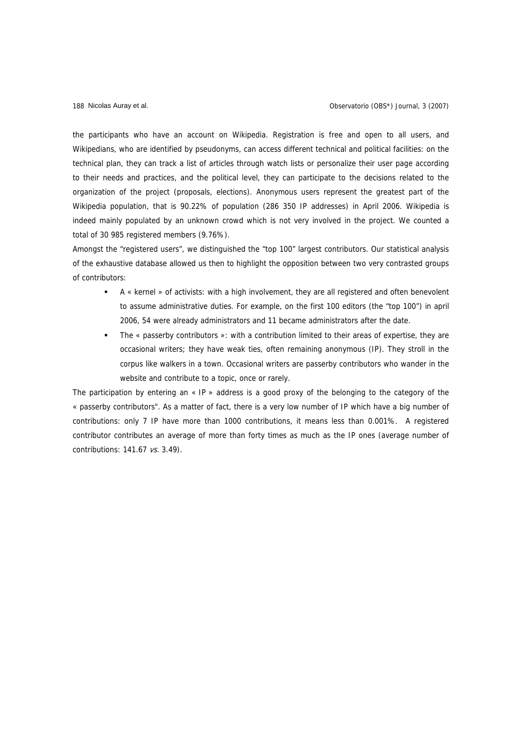the participants who have an account on Wikipedia. Registration is free and open to all users, and Wikipedians, who are identified by pseudonyms, can access different technical and political facilities: on the technical plan, they can track a list of articles through watch lists or personalize their user page according to their needs and practices, and the political level, they can participate to the decisions related to the organization of the project (proposals, elections). Anonymous users represent the greatest part of the Wikipedia population, that is 90.22% of population (286 350 IP addresses) in April 2006. Wikipedia is indeed mainly populated by an unknown crowd which is not very involved in the project. We counted a total of 30 985 registered members (9.76%).

Amongst the "registered users", we distinguished the "top 100" largest contributors. Our statistical analysis of the exhaustive database allowed us then to highlight the opposition between two very contrasted groups of contributors:

- A « kernel » of activists: with a high involvement, they are all registered and often benevolent to assume administrative duties. For example, on the first 100 editors (the "top 100") in april 2006, 54 were already administrators and 11 became administrators after the date.
- The « passerby contributors »: with a contribution limited to their areas of expertise, they are occasional writers; they have weak ties, often remaining anonymous (IP). They stroll in the corpus like walkers in a town. Occasional writers are passerby contributors who wander in the website and contribute to a topic, once or rarely.

The participation by entering an « IP » address is a good proxy of the belonging to the category of the « passerby contributors". As a matter of fact, there is a very low number of IP which have a big number of contributions: only 7 IP have more than 1000 contributions, it means less than 0.001%. A registered contributor contributes an average of more than forty times as much as the IP ones (average number of contributions: 141.67 *vs.* 3.49).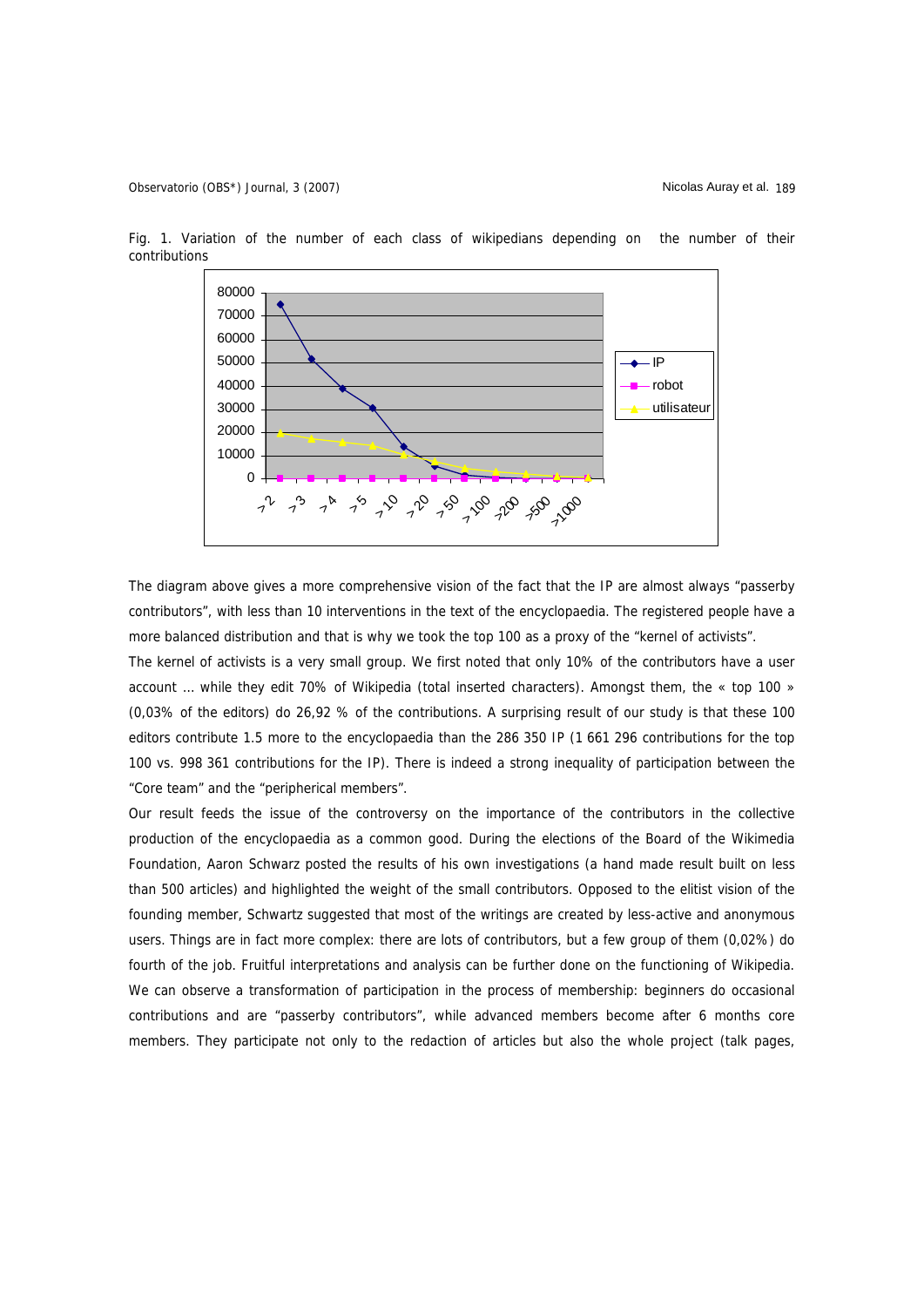Fig. 1. Variation of the number of each class of wikipedians depending on the number of their contributions

The diagram above gives a more comprehensive vision of the fact that the IP are almost always “passerby contributors”, with less than 10 interventions in the text of the encyclopaedia. The registered people have a more balanced distribution and that is why we took the top 100 as a proxy of the “kernel of activists”.

The kernel of activists is a very small group. We first noted that only 10% of the contributors have a user account … while they edit 70% of Wikipedia (total inserted characters). Amongst them, the « top 100 » (0,03% of the editors) do 26,92 % of the contributions. A surprising result of our study is that these 100 editors contribute 1.5 more to the encyclopaedia than the 286 350 IP (1 661 296 contributions for the top 100 vs. 998 361 contributions for the IP). There is indeed a strong inequality of participation between the “Core team” and the “peripherical members”.

Our result feeds the issue of the controversy on the importance of the contributors in the collective production of the encyclopaedia as a common good. During the elections of the Board of the Wikimedia Foundation, Aaron Schwarz posted the results of his own investigations (a hand made result built on less than 500 articles) and highlighted the weight of the small contributors. Opposed to the elitist vision of the founding member, Schwartz suggested that most of the writings are created by less-active and anonymous users. Things are in fact more complex: there are lots of contributors, but a few group of them (0,02%) do fourth of the job. Fruitful interpretations and analysis can be further done on the functioning of Wikipedia. We can observe a transformation of participation in the process of membership: beginners do occasional contributions and are “passerby contributors”, while advanced members become after 6 months core members. They participate not only to the redaction of articles but also the whole project (talk pages,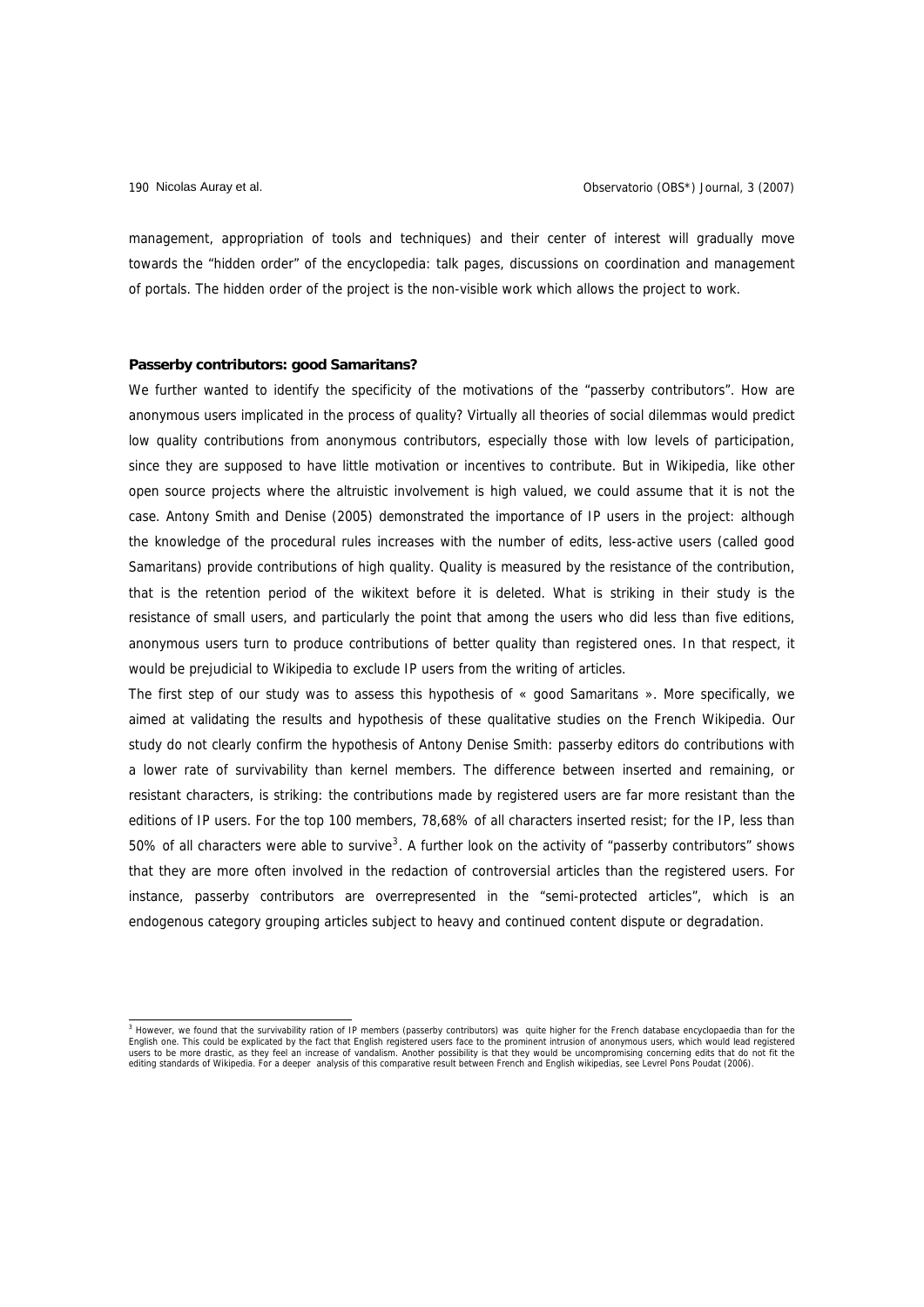management, appropriation of tools and techniques) and their center of interest will gradually move towards the "hidden order" of the encyclopedia: talk pages, discussions on coordination and management of portals. The hidden order of the project is the non-visible work which allows the project to work.

**Passerby contributors: good Samaritans?**

We further wanted to identify the specificity of the motivations of the "passerby contributors". How are anonymous users implicated in the process of quality? Virtually all theories of social dilemmas would predict low quality contributions from anonymous contributors, especially those with low levels of participation, since they are supposed to have little motivation or incentives to contribute. But in Wikipedia, like other open source projects where the altruistic involvement is high valued, we could assume that it is not the case. Antony Smith and Denise (2005) demonstrated the importance of IP users in the project: although the knowledge of the procedural rules increases with the number of edits, less-active users (called good Samaritans) provide contributions of high quality. Quality is measured by the resistance of the contribution, that is the retention period of the wikitext before it is deleted. What is striking in their study is the resistance of small users, and particularly the point that among the users who did less than five editions, anonymous users turn to produce contributions of better quality than registered ones. In that respect, it would be prejudicial to Wikipedia to exclude IP users from the writing of articles.

The first step of our study was to assess this hypothesis of « good Samaritans ». More specifically, we aimed at validating the results and hypothesis of these qualitative studies on the French Wikipedia. Our study do not clearly confirm the hypothesis of Antony Denise Smith: passerby editors do contributions with a lower rate of survivability than kernel members. The difference between inserted and remaining, or resistant characters, is striking: the contributions made by registered users are far more resistant than the editions of IP users. For the top 100 members, 78,68% of all characters inserted resist; for the IP, less than 50% of all characters were able to survive[3]. A further look on the activity of "passerby contributors" shows that they are more often involved in the redaction of controversial articles than the registered users. For instance, passerby contributors are overrepresented in the "semi-protected articles", which is an endogenous category grouping articles subject to heavy and continued content dispute or degradation.

[3] However, we found that the survivability ration of IP members (passerby contributors) was quite higher for the French database encyclopaedia than for the English one. This could be explicated by the fact that English registered users face to the prominent intrusion of anonymous users, which would lead registered users to be more drastic, as they feel an increase of vandalism. Another possibility is that they would be uncompromising concerning edits that do not fit the editing standards of Wikipedia. For a deeper analysis of this comparative result between French and English wikipedias, see Levrel Pons Poudat (2006).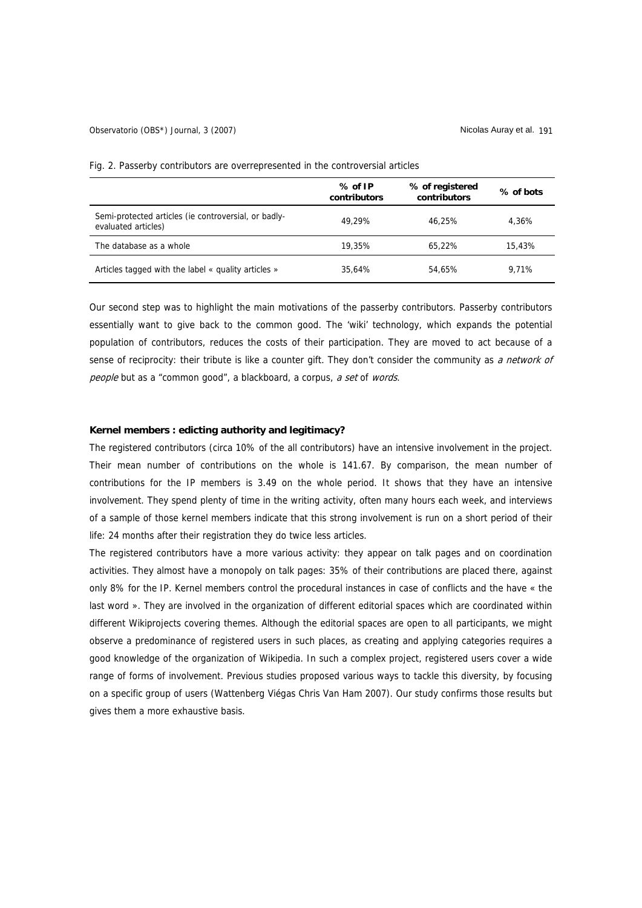Fig. 2. Passerby contributors are overrepresented in the controversial articles

| | % of IP contributors | % of registered contributors | % of bots |
|---|---|---|---|
| Semi-protected articles (ie controversial, or badly-evaluated articles) | 49,29% | 46,25% | 4,36% |
| The database as a whole | 19,35% | 65,22% | 15,43% |
| Articles tagged with the label « quality articles » | 35,64% | 54,65% | 9,71% |

Our second step was to highlight the main motivations of the passerby contributors. Passerby contributors essentially want to give back to the common good. The 'wiki' technology, which expands the potential population of contributors, reduces the costs of their participation. They are moved to act because of a sense of reciprocity: their tribute is like a counter gift. They don't consider the community as *a network of people* but as a "common good", a blackboard, a corpus, *a set* of *words*.

**Kernel members : edicting authority and legitimacy?**

The registered contributors (circa 10% of the all contributors) have an intensive involvement in the project. Their mean number of contributions on the whole is 141.67. By comparison, the mean number of contributions for the IP members is 3.49 on the whole period. It shows that they have an intensive involvement. They spend plenty of time in the writing activity, often many hours each week, and interviews of a sample of those kernel members indicate that this strong involvement is run on a short period of their life: 24 months after their registration they do twice less articles.

The registered contributors have a more various activity: they appear on talk pages and on coordination activities. They almost have a monopoly on talk pages: 35% of their contributions are placed there, against only 8% for the IP. Kernel members control the procedural instances in case of conflicts and the have « the last word ». They are involved in the organization of different editorial spaces which are coordinated within different Wikiprojects covering themes. Although the editorial spaces are open to all participants, we might observe a predominance of registered users in such places, as creating and applying categories requires a good knowledge of the organization of Wikipedia. In such a complex project, registered users cover a wide range of forms of involvement. Previous studies proposed various ways to tackle this diversity, by focusing on a specific group of users (Wattenberg Viégas Chris Van Ham 2007). Our study confirms those results but gives them a more exhaustive basis.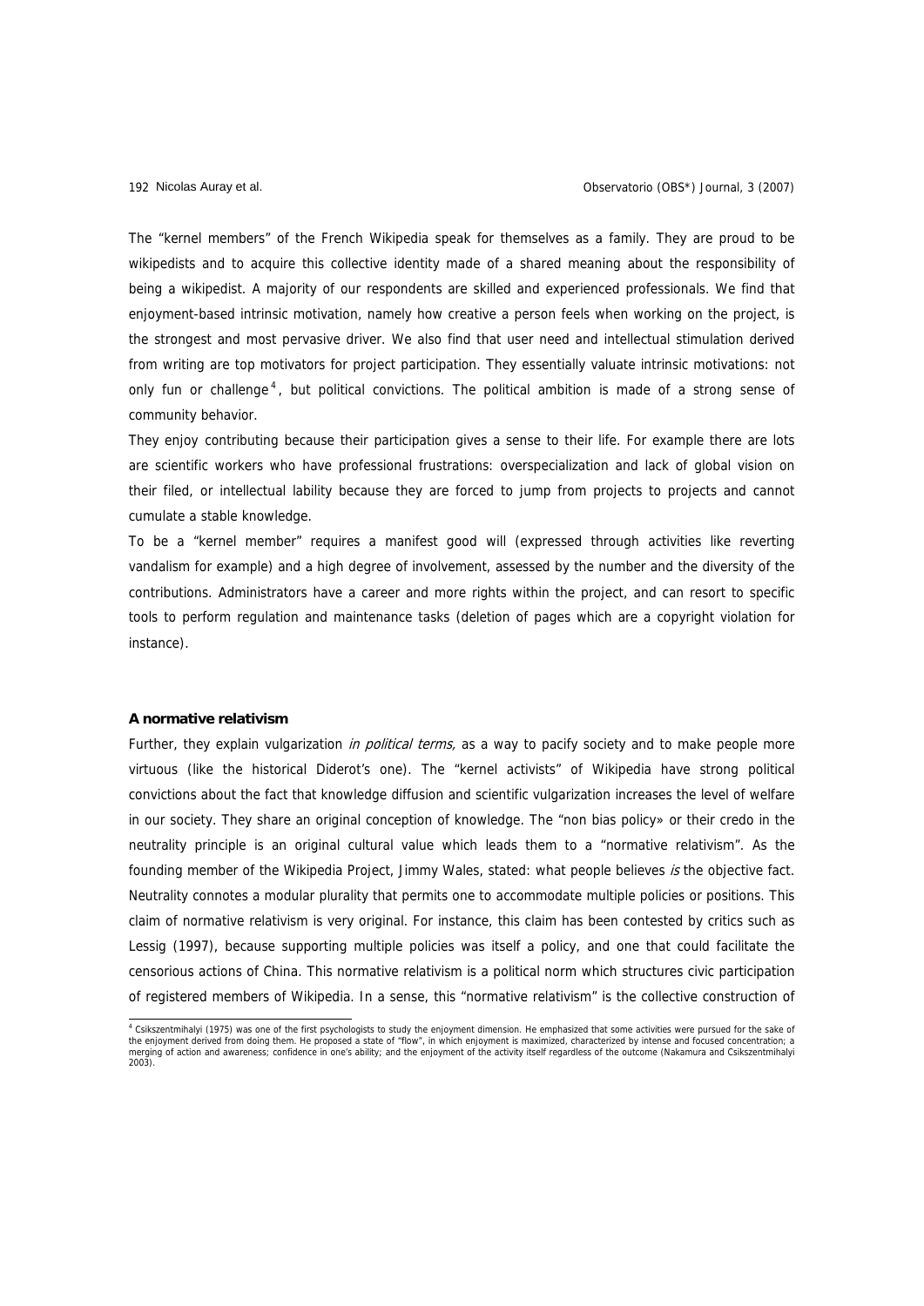The "kernel members" of the French Wikipedia speak for themselves as a family. They are proud to be wikipedists and to acquire this collective identity made of a shared meaning about the responsibility of being a wikipedist. A majority of our respondents are skilled and experienced professionals. We find that enjoyment-based intrinsic motivation, namely how creative a person feels when working on the project, is the strongest and most pervasive driver. We also find that user need and intellectual stimulation derived from writing are top motivators for project participation. They essentially valuate intrinsic motivations: not only fun or challenge[4], but political convictions. The political ambition is made of a strong sense of community behavior.

They enjoy contributing because their participation gives a sense to their life. For example there are lots are scientific workers who have professional frustrations: overspecialization and lack of global vision on their filed, or intellectual lability because they are forced to jump from projects to projects and cannot cumulate a stable knowledge.

To be a "kernel member" requires a manifest good will (expressed through activities like reverting vandalism for example) and a high degree of involvement, assessed by the number and the diversity of the contributions. Administrators have a career and more rights within the project, and can resort to specific tools to perform regulation and maintenance tasks (deletion of pages which are a copyright violation for instance).

**A normative relativism**

Further, they explain vulgarization *in political terms,* as a way to pacify society and to make people more virtuous (like the historical Diderot's one). The "kernel activists" of Wikipedia have strong political convictions about the fact that knowledge diffusion and scientific vulgarization increases the level of welfare in our society. They share an original conception of knowledge. The "non bias policy» or their credo in the neutrality principle is an original cultural value which leads them to a "normative relativism". As the founding member of the Wikipedia Project, Jimmy Wales, stated: what people believes *is* the objective fact. Neutrality connotes a modular plurality that permits one to accommodate multiple policies or positions. This claim of normative relativism is very original. For instance, this claim has been contested by critics such as Lessig (1997), because supporting multiple policies was itself a policy, and one that could facilitate the censorious actions of China. This normative relativism is a political norm which structures civic participation of registered members of Wikipedia. In a sense, this "normative relativism" is the collective construction of

---

[4] Csikszentmihalyi (1975) was one of the first psychologists to study the enjoyment dimension. He emphasized that some activities were pursued for the sake of the enjoyment derived from doing them. He proposed a state of "flow", in which enjoyment is maximized, characterized by intense and focused concentration; a merging of action and awareness; confidence in one's ability; and the enjoyment of the activity itself regardless of the outcome (Nakamura and Csikszentmihalyi 2003).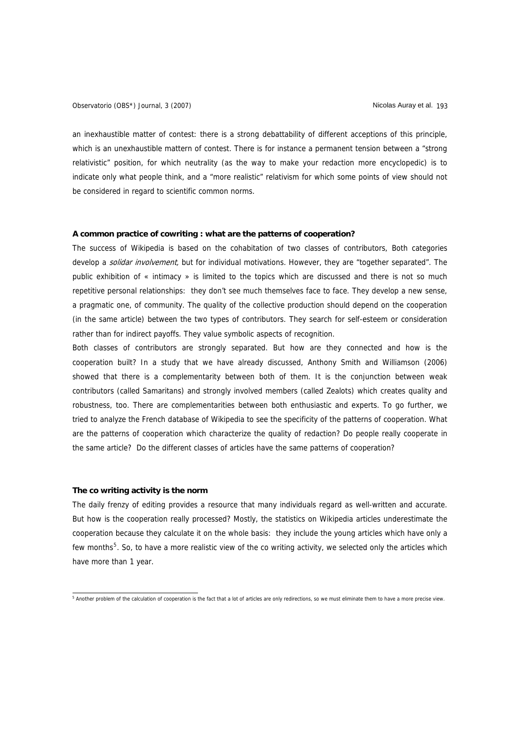an inexhaustible matter of contest: there is a strong debattability of different acceptions of this principle, which is an unexhaustible mattern of contest. There is for instance a permanent tension between a "strong relativistic" position, for which neutrality (as the way to make your redaction more encyclopedic) is to indicate only what people think, and a "more realistic" relativism for which some points of view should not be considered in regard to scientific common norms.

**A common practice of cowriting : what are the patterns of cooperation?**

The success of Wikipedia is based on the cohabitation of two classes of contributors, Both categories develop a *solidar involvement,* but for individual motivations. However, they are "together separated". The public exhibition of « intimacy » is limited to the topics which are discussed and there is not so much repetitive personal relationships: they don't see much themselves face to face. They develop a new sense, a pragmatic one, of community. The quality of the collective production should depend on the cooperation (in the same article) between the two types of contributors. They search for self-esteem or consideration rather than for indirect payoffs. They value symbolic aspects of recognition.

Both classes of contributors are strongly separated. But how are they connected and how is the cooperation built? In a study that we have already discussed, Anthony Smith and Williamson (2006) showed that there is a complementarity between both of them. It is the conjunction between weak contributors (called Samaritans) and strongly involved members (called Zealots) which creates quality and robustness, too. There are complementarities between both enthusiastic and experts. To go further, we tried to analyze the French database of Wikipedia to see the specificity of the patterns of cooperation. What are the patterns of cooperation which characterize the quality of redaction? Do people really cooperate in the same article? Do the different classes of articles have the same patterns of cooperation?

**The co writing activity is the norm**

The daily frenzy of editing provides a resource that many individuals regard as well-written and accurate. But how is the cooperation really processed? Mostly, the statistics on Wikipedia articles underestimate the cooperation because they calculate it on the whole basis: they include the young articles which have only a few months[5]. So, to have a more realistic view of the co writing activity, we selected only the articles which have more than 1 year.

[5] Another problem of the calculation of cooperation is the fact that a lot of articles are only redirections, so we must eliminate them to have a more precise view.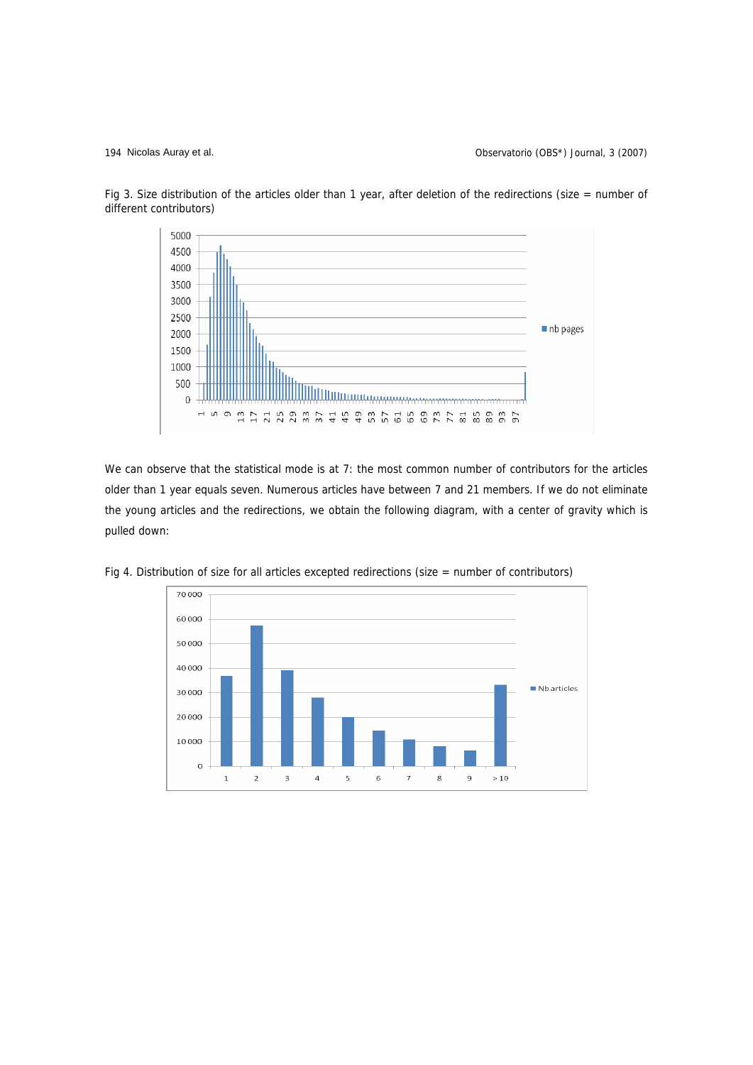Fig 3. Size distribution of the articles older than 1 year, after deletion of the redirections (size = number of different contributors)

We can observe that the statistical mode is at 7: the most common number of contributors for the articles older than 1 year equals seven. Numerous articles have between 7 and 21 members. If we do not eliminate the young articles and the redirections, we obtain the following diagram, with a center of gravity which is pulled down:

Fig 4. Distribution of size for all articles excepted redirections (size = number of contributors)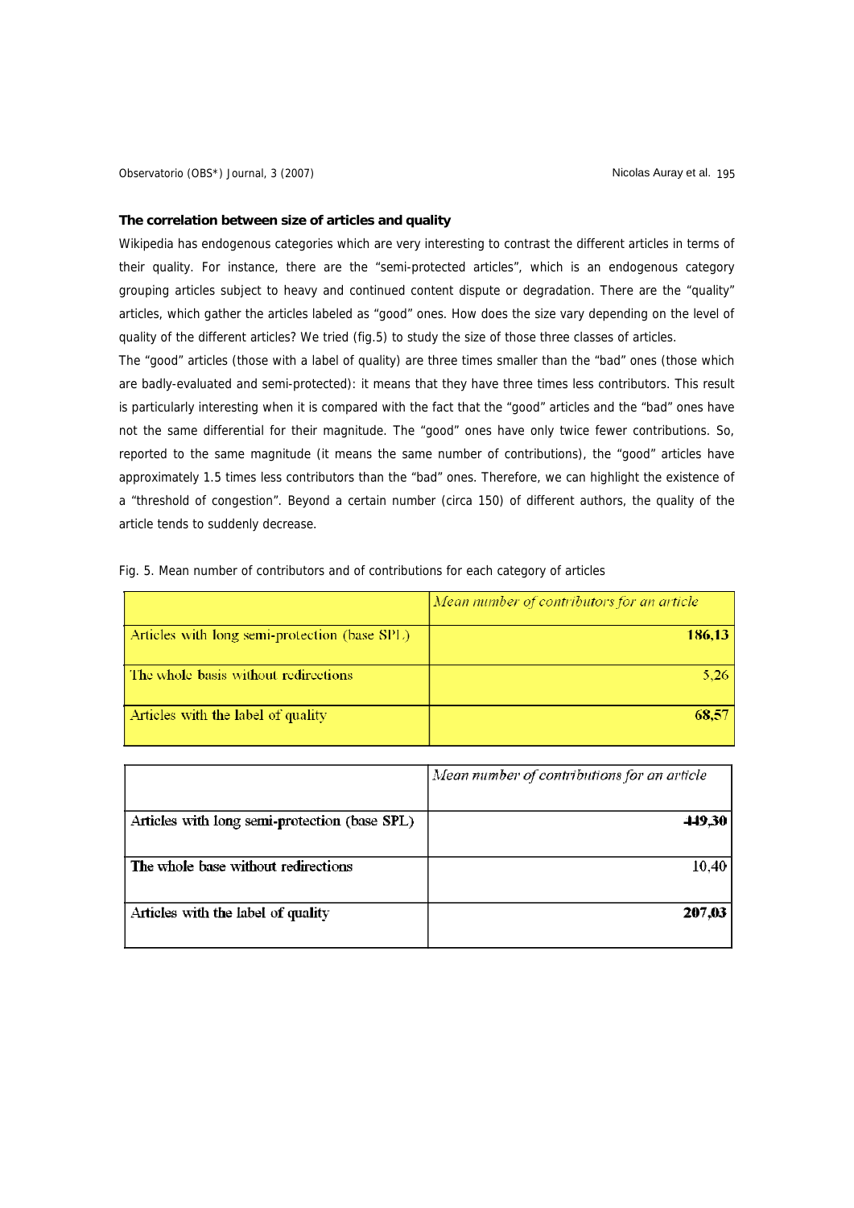### The correlation between size of articles and quality

Wikipedia has endogenous categories which are very interesting to contrast the different articles in terms of their quality. For instance, there are the "semi-protected articles", which is an endogenous category grouping articles subject to heavy and continued content dispute or degradation. There are the "quality" articles, which gather the articles labeled as "good" ones. How does the size vary depending on the level of quality of the different articles? We tried (fig.5) to study the size of those three classes of articles.

The "good" articles (those with a label of quality) are three times smaller than the "bad" ones (those which are badly-evaluated and semi-protected): it means that they have three times less contributors. This result is particularly interesting when it is compared with the fact that the "good" articles and the "bad" ones have not the same differential for their magnitude. The "good" ones have only twice fewer contributions. So, reported to the same magnitude (it means the same number of contributions), the "good" articles have approximately 1.5 times less contributors than the "bad" ones. Therefore, we can highlight the existence of a "threshold of congestion". Beyond a certain number (circa 150) of different authors, the quality of the article tends to suddenly decrease.

Fig. 5. Mean number of contributors and of contributions for each category of articles

| | *Mean number of contributors for an article* |
|---|---:|
| Articles with long semi-protection (base SPL) | **186,13** |
| The whole basis without redirections | 5,26 |
| Articles with the label of quality | **68,57** |

| | *Mean number of contributions for an article* |
|---|---:|
| Articles with long semi-protection (base SPL) | **449,30** |
| The whole base without redirections | 10,40 |
| Articles with the label of quality | **207,03** |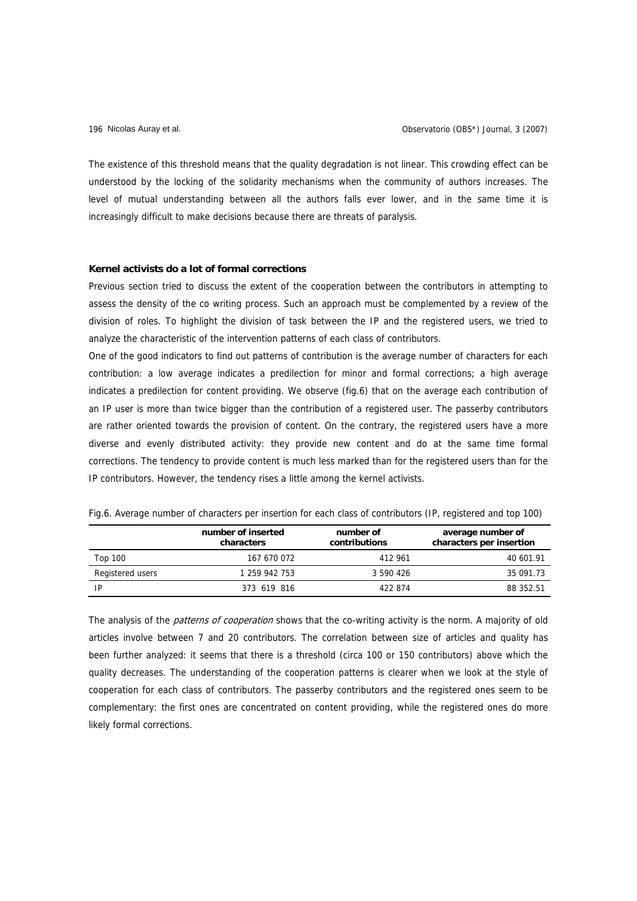The existence of this threshold means that the quality degradation is not linear. This crowding effect can be understood by the locking of the solidarity mechanisms when the community of authors increases. The level of mutual understanding between all the authors falls ever lower, and in the same time it is increasingly difficult to make decisions because there are threats of paralysis.

### Kernel activists do a lot of formal corrections

Previous section tried to discuss the extent of the cooperation between the contributors in attempting to assess the density of the co writing process. Such an approach must be complemented by a review of the division of roles. To highlight the division of task between the IP and the registered users, we tried to analyze the characteristic of the intervention patterns of each class of contributors.

One of the good indicators to find out patterns of contribution is the average number of characters for each contribution: a low average indicates a predilection for minor and formal corrections; a high average indicates a predilection for content providing. We observe (fig.6) that on the average each contribution of an IP user is more than twice bigger than the contribution of a registered user. The passerby contributors are rather oriented towards the provision of content. On the contrary, the registered users have a more diverse and evenly distributed activity: they provide new content and do at the same time formal corrections. The tendency to provide content is much less marked than for the registered users than for the IP contributors. However, the tendency rises a little among the kernel activists.

Fig.6. Average number of characters per insertion for each class of contributors (IP, registered and top 100)

| | number of inserted characters | number of contributions | average number of characters per insertion |
|---|---|---|---|
| Top 100 | 167 670 072 | 412 961 | 40 601.91 |
| Registered users | 1 259 942 753 | 3 590 426 | 35 091.73 |
| IP | 373 619 816 | 422 874 | 88 352.51 |

The analysis of the *patterns of cooperation* shows that the co-writing activity is the norm. A majority of old articles involve between 7 and 20 contributors. The correlation between size of articles and quality has been further analyzed: it seems that there is a threshold (circa 100 or 150 contributors) above which the quality decreases. The understanding of the cooperation patterns is clearer when we look at the style of cooperation for each class of contributors. The passerby contributors and the registered ones seem to be complementary: the first ones are concentrated on content providing, while the registered ones do more likely formal corrections.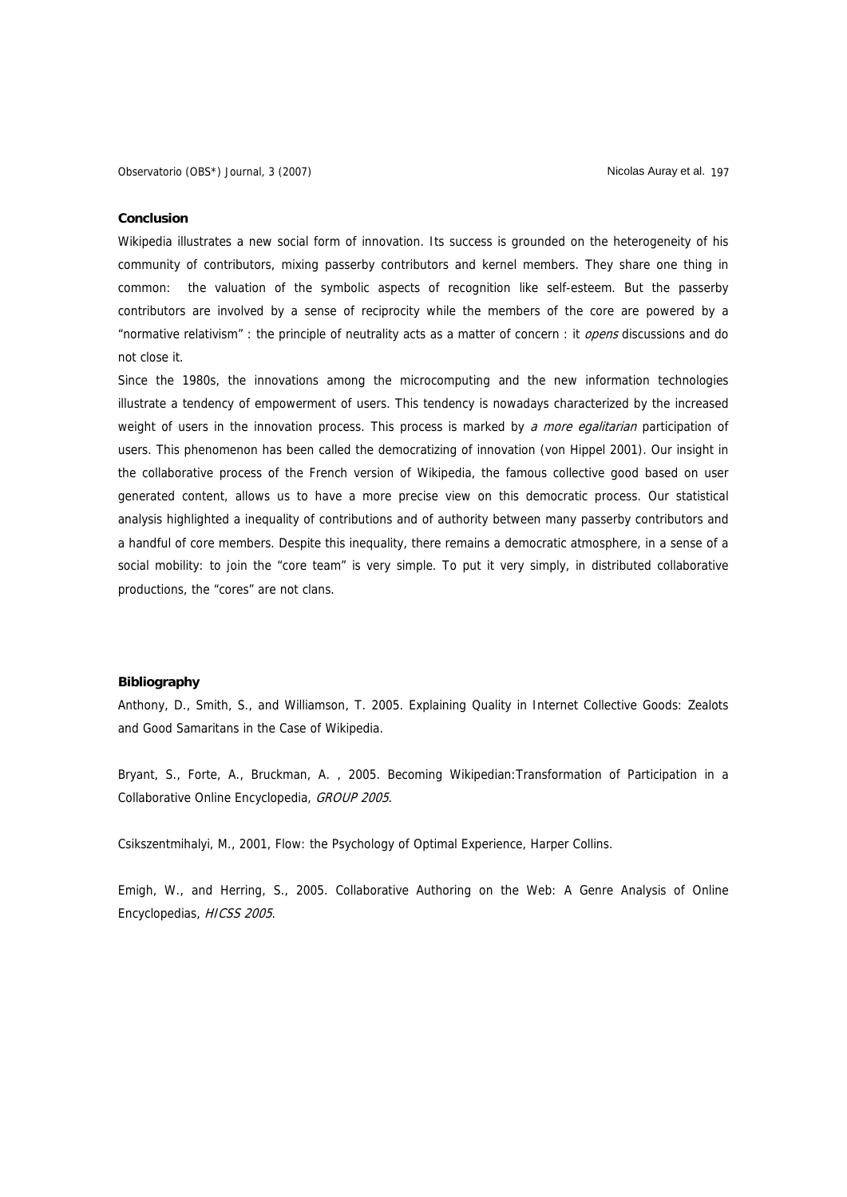## Conclusion

Wikipedia illustrates a new social form of innovation. Its success is grounded on the heterogeneity of his community of contributors, mixing passerby contributors and kernel members. They share one thing in common: the valuation of the symbolic aspects of recognition like self-esteem. But the passerby contributors are involved by a sense of reciprocity while the members of the core are powered by a "normative relativism" : the principle of neutrality acts as a matter of concern : it *opens* discussions and do not close it.

Since the 1980s, the innovations among the microcomputing and the new information technologies illustrate a tendency of empowerment of users. This tendency is nowadays characterized by the increased weight of users in the innovation process. This process is marked by *a more egalitarian* participation of users. This phenomenon has been called the democratizing of innovation (von Hippel 2001). Our insight in the collaborative process of the French version of Wikipedia, the famous collective good based on user generated content, allows us to have a more precise view on this democratic process. Our statistical analysis highlighted a inequality of contributions and of authority between many passerby contributors and a handful of core members. Despite this inequality, there remains a democratic atmosphere, in a sense of a social mobility: to join the "core team" is very simple. To put it very simply, in distributed collaborative productions, the "cores" are not clans.

## Bibliography

Anthony, D., Smith, S., and Williamson, T. 2005. Explaining Quality in Internet Collective Goods: Zealots and Good Samaritans in the Case of Wikipedia.

Bryant, S., Forte, A., Bruckman, A. , 2005. Becoming Wikipedian:Transformation of Participation in a Collaborative Online Encyclopedia, *GROUP 2005*.

Csikszentmihalyi, M., 2001, Flow: the Psychology of Optimal Experience, Harper Collins.

Emigh, W., and Herring, S., 2005. Collaborative Authoring on the Web: A Genre Analysis of Online Encyclopedias, *HICSS 2005*.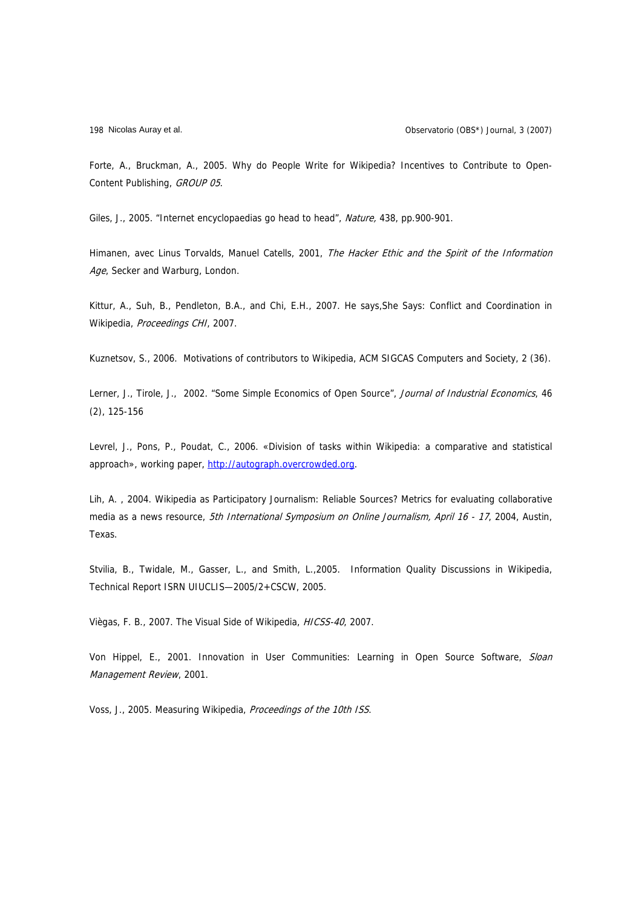Forte, A., Bruckman, A., 2005. Why do People Write for Wikipedia? Incentives to Contribute to Open-Content Publishing, *GROUP 05*.

Giles, J., 2005. "Internet encyclopaedias go head to head", *Nature,* 438, pp.900-901.

Himanen, avec Linus Torvalds, Manuel Catells, 2001, *The Hacker Ethic and the Spirit of the Information Age*, Secker and Warburg, London.

Kittur, A., Suh, B., Pendleton, B.A., and Chi, E.H., 2007. He says,She Says: Conflict and Coordination in Wikipedia, *Proceedings CHI*, 2007.

Kuznetsov, S., 2006. Motivations of contributors to Wikipedia, ACM SIGCAS Computers and Society, 2 (36).

Lerner, J., Tirole, J., 2002. "Some Simple Economics of Open Source", *Journal of Industrial Economics*, 46 (2), 125-156

Levrel, J., Pons, P., Poudat, C., 2006. «Division of tasks within Wikipedia: a comparative and statistical approach», working paper, http://autograph.overcrowded.org.

Lih, A. , 2004. Wikipedia as Participatory Journalism: Reliable Sources? Metrics for evaluating collaborative media as a news resource, *5th International Symposium on Online Journalism, April 16 - 17*, 2004, Austin, Texas.

Stvilia, B., Twidale, M., Gasser, L., and Smith, L.,2005. Information Quality Discussions in Wikipedia, Technical Report ISRN UIUCLIS—2005/2+CSCW, 2005.

Viègas, F. B., 2007. The Visual Side of Wikipedia, *HICSS-40*, 2007.

Von Hippel, E., 2001. Innovation in User Communities: Learning in Open Source Software, *Sloan Management Review*, 2001.

Voss, J., 2005. Measuring Wikipedia, *Proceedings of the 10th ISS*.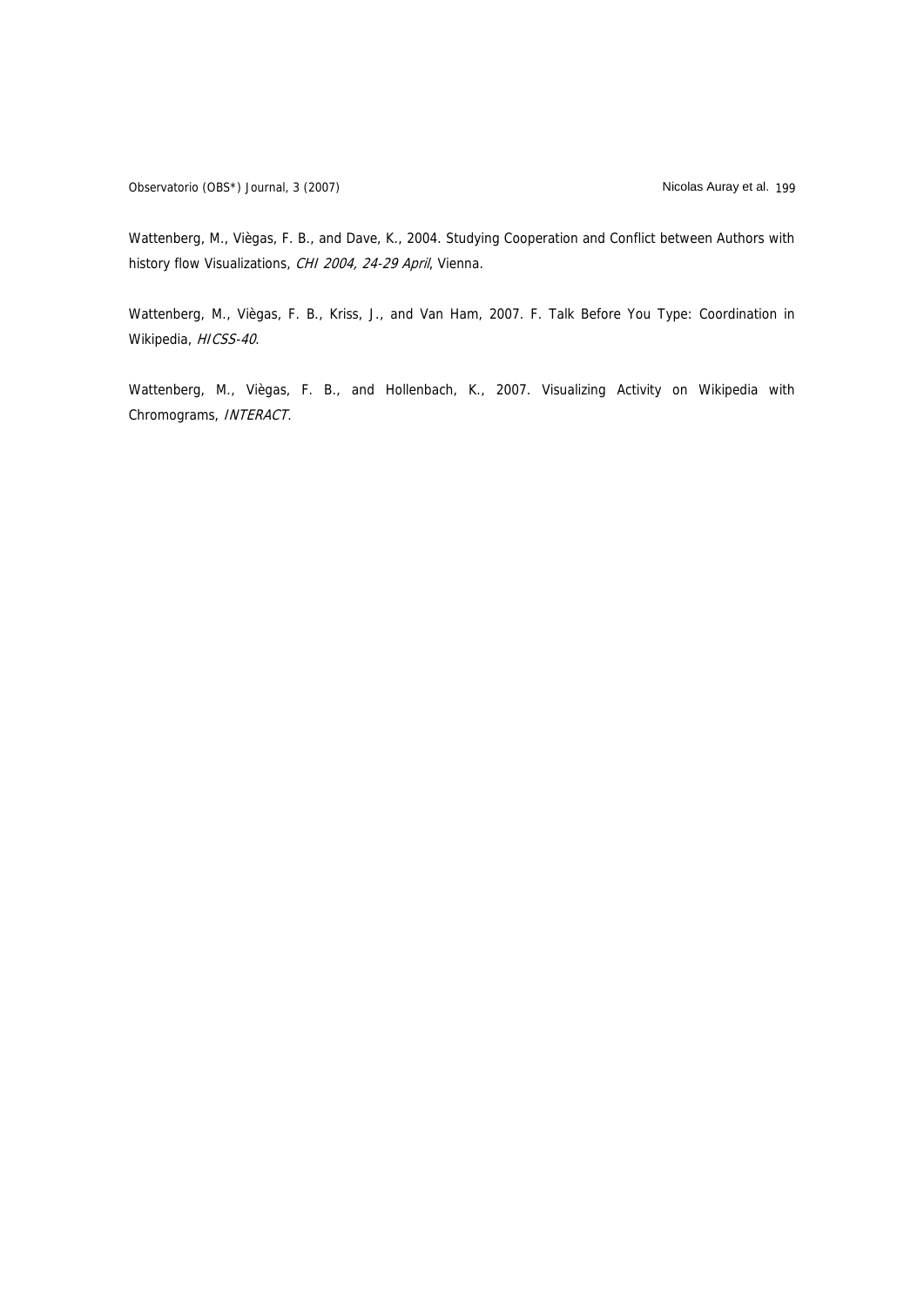Wattenberg, M., Viègas, F. B., and Dave, K., 2004. Studying Cooperation and Conflict between Authors with history flow Visualizations, *CHI 2004, 24-29 April*, Vienna.

Wattenberg, M., Viègas, F. B., Kriss, J., and Van Ham, 2007. F. Talk Before You Type: Coordination in Wikipedia, *HICSS-40*.

Wattenberg, M., Viègas, F. B., and Hollenbach, K., 2007. Visualizing Activity on Wikipedia with Chromograms, *INTERACT*.